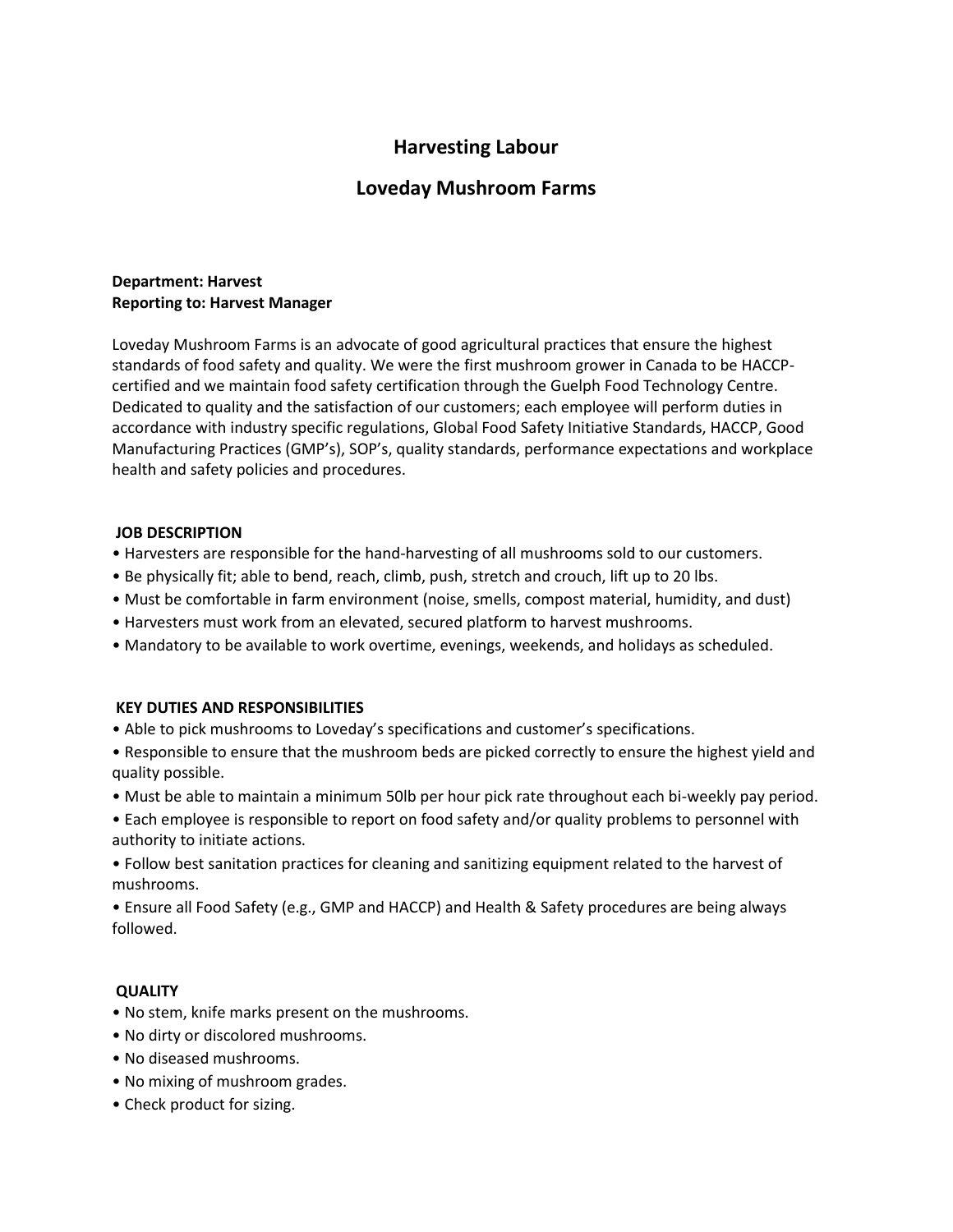# Harvesting Labour

## Loveday Mushroom Farms

**Department: Harvest**
**Reporting to: Harvest Manager**

Loveday Mushroom Farms is an advocate of good agricultural practices that ensure the highest standards of food safety and quality. We were the first mushroom grower in Canada to be HACCP-certified and we maintain food safety certification through the Guelph Food Technology Centre. Dedicated to quality and the satisfaction of our customers; each employee will perform duties in accordance with industry specific regulations, Global Food Safety Initiative Standards, HACCP, Good Manufacturing Practices (GMP's), SOP's, quality standards, performance expectations and workplace health and safety policies and procedures.

### JOB DESCRIPTION

- Harvesters are responsible for the hand-harvesting of all mushrooms sold to our customers.
- Be physically fit; able to bend, reach, climb, push, stretch and crouch, lift up to 20 lbs.
- Must be comfortable in farm environment (noise, smells, compost material, humidity, and dust)
- Harvesters must work from an elevated, secured platform to harvest mushrooms.
- Mandatory to be available to work overtime, evenings, weekends, and holidays as scheduled.

### KEY DUTIES AND RESPONSIBILITIES

- Able to pick mushrooms to Loveday's specifications and customer's specifications.
- Responsible to ensure that the mushroom beds are picked correctly to ensure the highest yield and quality possible.
- Must be able to maintain a minimum 50lb per hour pick rate throughout each bi-weekly pay period.
- Each employee is responsible to report on food safety and/or quality problems to personnel with authority to initiate actions.
- Follow best sanitation practices for cleaning and sanitizing equipment related to the harvest of mushrooms.
- Ensure all Food Safety (e.g., GMP and HACCP) and Health & Safety procedures are being always followed.

### QUALITY

- No stem, knife marks present on the mushrooms.
- No dirty or discolored mushrooms.
- No diseased mushrooms.
- No mixing of mushroom grades.
- Check product for sizing.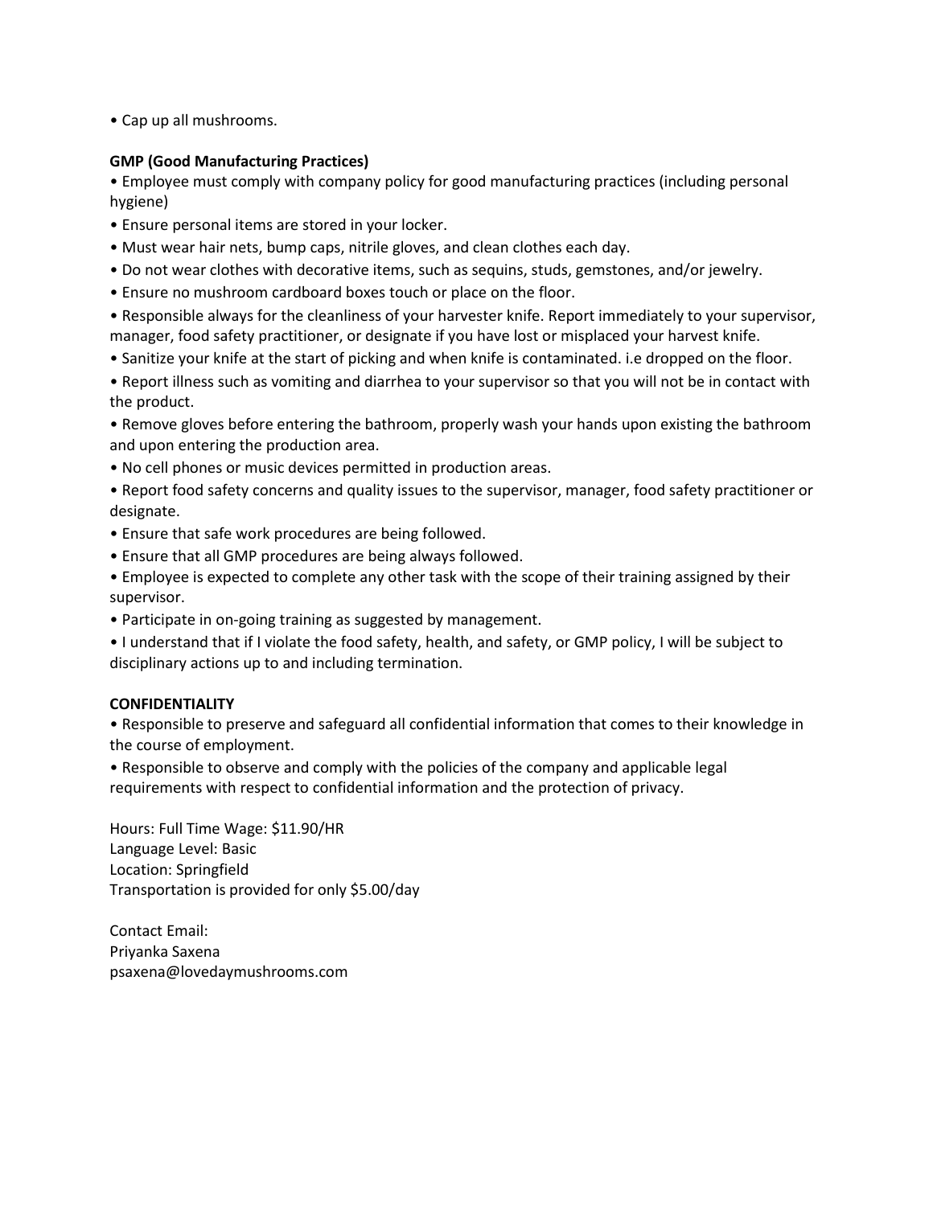- Cap up all mushrooms.

**GMP (Good Manufacturing Practices)**

- Employee must comply with company policy for good manufacturing practices (including personal hygiene)
- Ensure personal items are stored in your locker.
- Must wear hair nets, bump caps, nitrile gloves, and clean clothes each day.
- Do not wear clothes with decorative items, such as sequins, studs, gemstones, and/or jewelry.
- Ensure no mushroom cardboard boxes touch or place on the floor.
- Responsible always for the cleanliness of your harvester knife. Report immediately to your supervisor, manager, food safety practitioner, or designate if you have lost or misplaced your harvest knife.
- Sanitize your knife at the start of picking and when knife is contaminated. i.e dropped on the floor.
- Report illness such as vomiting and diarrhea to your supervisor so that you will not be in contact with the product.
- Remove gloves before entering the bathroom, properly wash your hands upon existing the bathroom and upon entering the production area.
- No cell phones or music devices permitted in production areas.
- Report food safety concerns and quality issues to the supervisor, manager, food safety practitioner or designate.
- Ensure that safe work procedures are being followed.
- Ensure that all GMP procedures are being always followed.
- Employee is expected to complete any other task with the scope of their training assigned by their supervisor.
- Participate in on-going training as suggested by management.
- I understand that if I violate the food safety, health, and safety, or GMP policy, I will be subject to disciplinary actions up to and including termination.

**CONFIDENTIALITY**

- Responsible to preserve and safeguard all confidential information that comes to their knowledge in the course of employment.
- Responsible to observe and comply with the policies of the company and applicable legal requirements with respect to confidential information and the protection of privacy.

Hours: Full Time Wage: $11.90/HR
Language Level: Basic
Location: Springfield
Transportation is provided for only $5.00/day

Contact Email:
Priyanka Saxena
psaxena@lovedaymushrooms.com